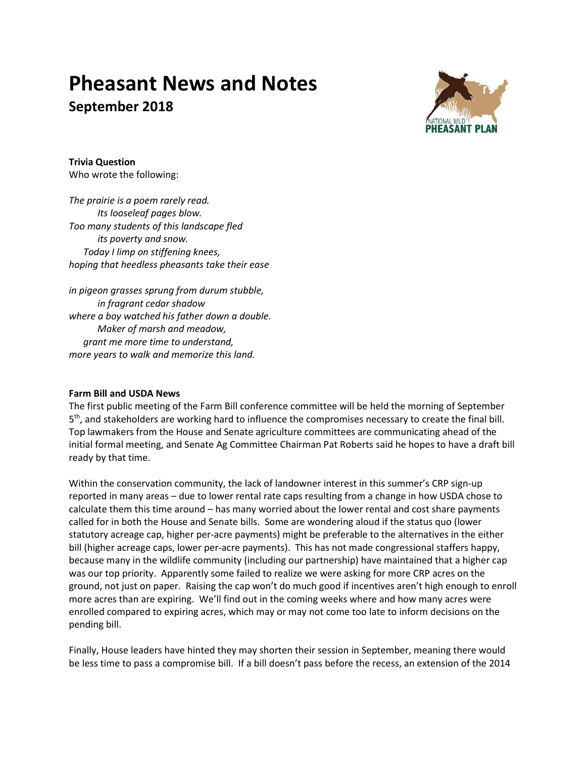# Pheasant News and Notes

## September 2018

**Trivia Question**
Who wrote the following:

*The prairie is a poem rarely read.*
*Its looseleaf pages blow.*
*Too many students of this landscape fled*
*its poverty and snow.*
*Today I limp on stiffening knees,*
*hoping that heedless pheasants take their ease*

*in pigeon grasses sprung from durum stubble,*
*in fragrant cedar shadow*
*where a boy watched his father down a double.*
*Maker of marsh and meadow,*
*grant me more time to understand,*
*more years to walk and memorize this land.*

**Farm Bill and USDA News**

The first public meeting of the Farm Bill conference committee will be held the morning of September 5th, and stakeholders are working hard to influence the compromises necessary to create the final bill. Top lawmakers from the House and Senate agriculture committees are communicating ahead of the initial formal meeting, and Senate Ag Committee Chairman Pat Roberts said he hopes to have a draft bill ready by that time.

Within the conservation community, the lack of landowner interest in this summer's CRP sign-up reported in many areas – due to lower rental rate caps resulting from a change in how USDA chose to calculate them this time around – has many worried about the lower rental and cost share payments called for in both the House and Senate bills. Some are wondering aloud if the status quo (lower statutory acreage cap, higher per-acre payments) might be preferable to the alternatives in the either bill (higher acreage caps, lower per-acre payments). This has not made congressional staffers happy, because many in the wildlife community (including our partnership) have maintained that a higher cap was our top priority. Apparently some failed to realize we were asking for more CRP acres on the ground, not just on paper. Raising the cap won't do much good if incentives aren't high enough to enroll more acres than are expiring. We'll find out in the coming weeks where and how many acres were enrolled compared to expiring acres, which may or may not come too late to inform decisions on the pending bill.

Finally, House leaders have hinted they may shorten their session in September, meaning there would be less time to pass a compromise bill. If a bill doesn't pass before the recess, an extension of the 2014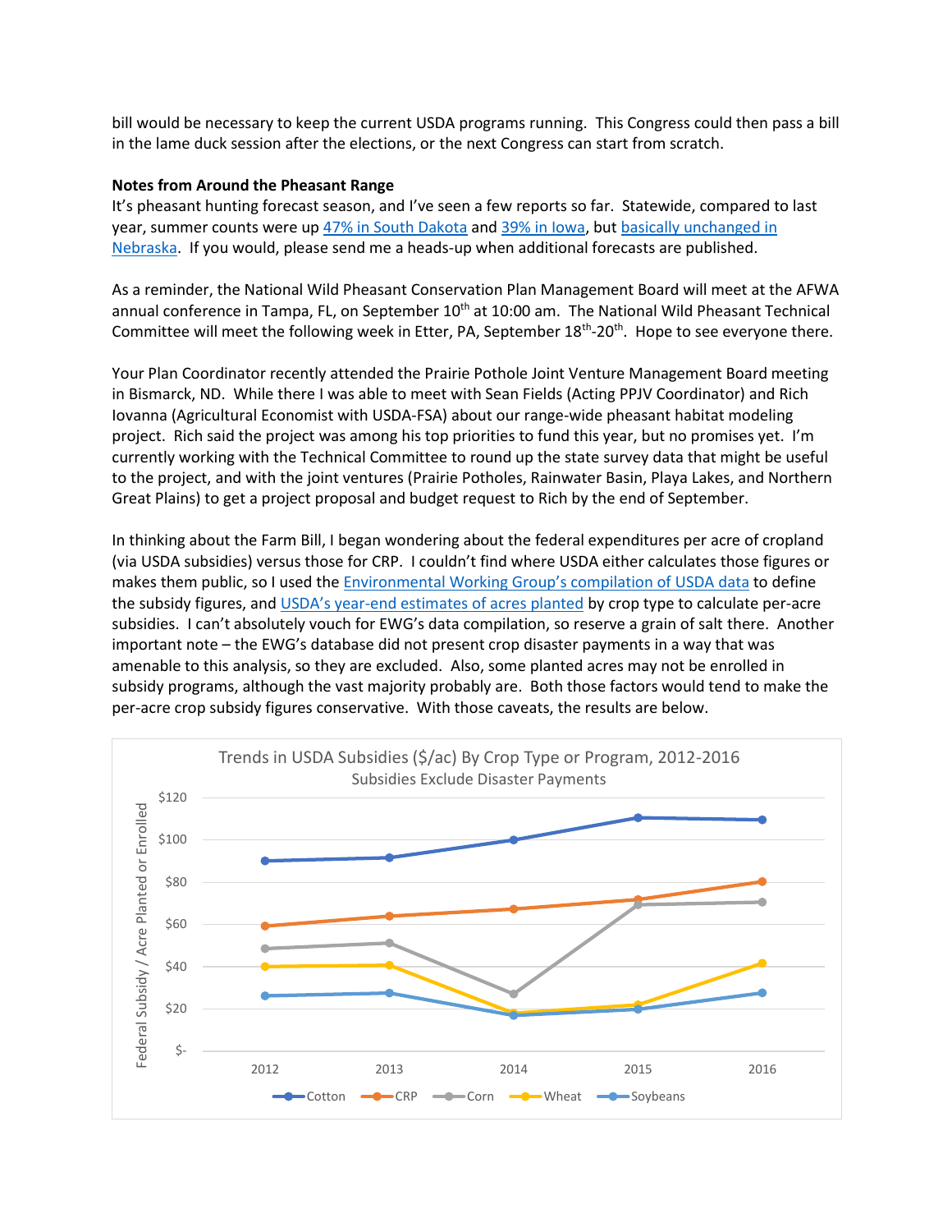bill would be necessary to keep the current USDA programs running. This Congress could then pass a bill in the lame duck session after the elections, or the next Congress can start from scratch.

**Notes from Around the Pheasant Range**

It's pheasant hunting forecast season, and I've seen a few reports so far. Statewide, compared to last year, summer counts were up 47% in South Dakota and 39% in Iowa, but basically unchanged in Nebraska. If you would, please send me a heads-up when additional forecasts are published.

As a reminder, the National Wild Pheasant Conservation Plan Management Board will meet at the AFWA annual conference in Tampa, FL, on September 10th at 10:00 am. The National Wild Pheasant Technical Committee will meet the following week in Etter, PA, September 18th-20th. Hope to see everyone there.

Your Plan Coordinator recently attended the Prairie Pothole Joint Venture Management Board meeting in Bismarck, ND. While there I was able to meet with Sean Fields (Acting PPJV Coordinator) and Rich Iovanna (Agricultural Economist with USDA-FSA) about our range-wide pheasant habitat modeling project. Rich said the project was among his top priorities to fund this year, but no promises yet. I'm currently working with the Technical Committee to round up the state survey data that might be useful to the project, and with the joint ventures (Prairie Potholes, Rainwater Basin, Playa Lakes, and Northern Great Plains) to get a project proposal and budget request to Rich by the end of September.

In thinking about the Farm Bill, I began wondering about the federal expenditures per acre of cropland (via USDA subsidies) versus those for CRP. I couldn't find where USDA either calculates those figures or makes them public, so I used the Environmental Working Group's compilation of USDA data to define the subsidy figures, and USDA's year-end estimates of acres planted by crop type to calculate per-acre subsidies. I can't absolutely vouch for EWG's data compilation, so reserve a grain of salt there. Another important note – the EWG's database did not present crop disaster payments in a way that was amenable to this analysis, so they are excluded. Also, some planted acres may not be enrolled in subsidy programs, although the vast majority probably are. Both those factors would tend to make the per-acre crop subsidy figures conservative. With those caveats, the results are below.

**Trends in USDA Subsidies ($/ac) By Crop Type or Program, 2012-2016**
Subsidies Exclude Disaster Payments

| Federal Subsidy / Acre Planted or Enrolled | 2012 | 2013 | 2014 | 2015 | 2016 |
|---|---|---|---|---|---|
| Cotton | ~$90 | ~$91 | ~$100 | ~$110 | ~$110 |
| CRP | ~$59 | ~$64 | ~$67 | ~$72 | ~$80 |
| Corn | ~$48 | ~$51 | ~$27 | ~$69 | ~$70 |
| Wheat | ~$40 | ~$41 | ~$18 | ~$22 | ~$42 |
| Soybeans | ~$26 | ~$27 | ~$17 | ~$20 | ~$27 |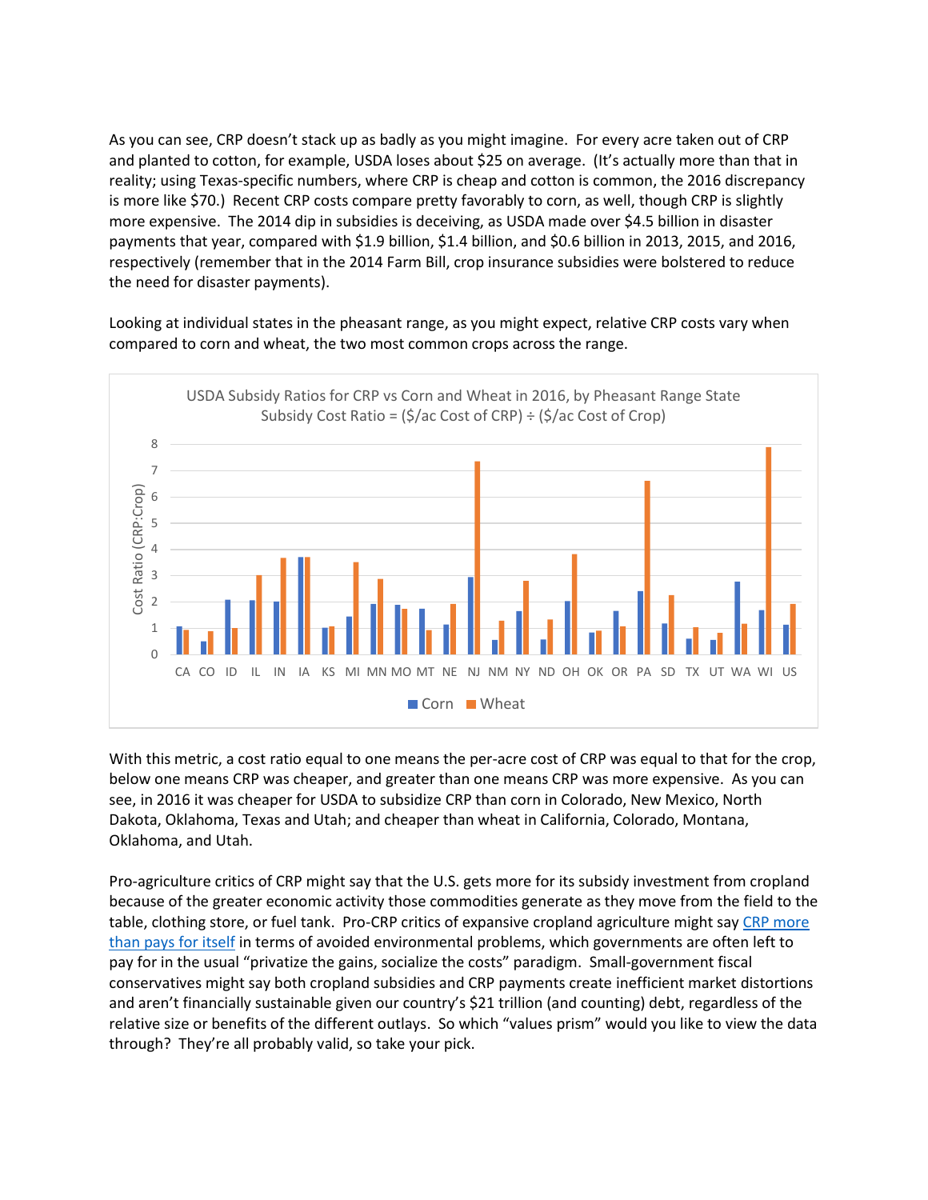As you can see, CRP doesn't stack up as badly as you might imagine. For every acre taken out of CRP and planted to cotton, for example, USDA loses about $25 on average. (It's actually more than that in reality; using Texas-specific numbers, where CRP is cheap and cotton is common, the 2016 discrepancy is more like $70.) Recent CRP costs compare pretty favorably to corn, as well, though CRP is slightly more expensive. The 2014 dip in subsidies is deceiving, as USDA made over $4.5 billion in disaster payments that year, compared with $1.9 billion, $1.4 billion, and $0.6 billion in 2013, 2015, and 2016, respectively (remember that in the 2014 Farm Bill, crop insurance subsidies were bolstered to reduce the need for disaster payments).

Looking at individual states in the pheasant range, as you might expect, relative CRP costs vary when compared to corn and wheat, the two most common crops across the range.

USDA Subsidy Ratios for CRP vs Corn and Wheat in 2016, by Pheasant Range State
Subsidy Cost Ratio = ($/ac Cost of CRP) ÷ ($/ac Cost of Crop)

With this metric, a cost ratio equal to one means the per-acre cost of CRP was equal to that for the crop, below one means CRP was cheaper, and greater than one means CRP was more expensive. As you can see, in 2016 it was cheaper for USDA to subsidize CRP than corn in Colorado, New Mexico, North Dakota, Oklahoma, Texas and Utah; and cheaper than wheat in California, Colorado, Montana, Oklahoma, and Utah.

Pro-agriculture critics of CRP might say that the U.S. gets more for its subsidy investment from cropland because of the greater economic activity those commodities generate as they move from the field to the table, clothing store, or fuel tank. Pro-CRP critics of expansive cropland agriculture might say CRP more than pays for itself in terms of avoided environmental problems, which governments are often left to pay for in the usual "privatize the gains, socialize the costs" paradigm. Small-government fiscal conservatives might say both cropland subsidies and CRP payments create inefficient market distortions and aren't financially sustainable given our country's $21 trillion (and counting) debt, regardless of the relative size or benefits of the different outlays. So which "values prism" would you like to view the data through? They're all probably valid, so take your pick.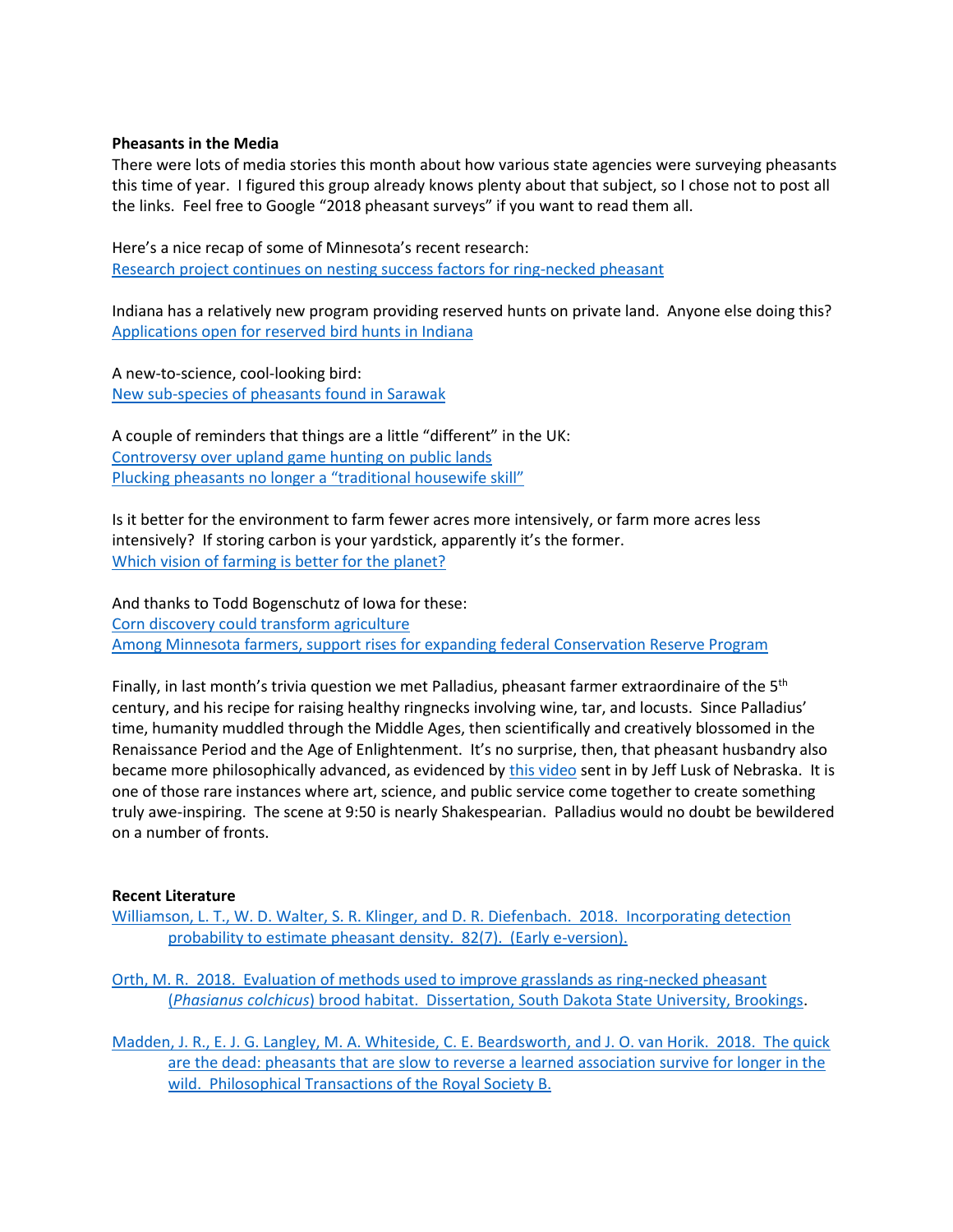**Pheasants in the Media**

There were lots of media stories this month about how various state agencies were surveying pheasants this time of year. I figured this group already knows plenty about that subject, so I chose not to post all the links. Feel free to Google "2018 pheasant surveys" if you want to read them all.

Here's a nice recap of some of Minnesota's recent research:
Research project continues on nesting success factors for ring-necked pheasant

Indiana has a relatively new program providing reserved hunts on private land. Anyone else doing this?
Applications open for reserved bird hunts in Indiana

A new-to-science, cool-looking bird:
New sub-species of pheasants found in Sarawak

A couple of reminders that things are a little "different" in the UK:
Controversy over upland game hunting on public lands
Plucking pheasants no longer a "traditional housewife skill"

Is it better for the environment to farm fewer acres more intensively, or farm more acres less intensively? If storing carbon is your yardstick, apparently it's the former.
Which vision of farming is better for the planet?

And thanks to Todd Bogenschutz of Iowa for these:
Corn discovery could transform agriculture
Among Minnesota farmers, support rises for expanding federal Conservation Reserve Program

Finally, in last month's trivia question we met Palladius, pheasant farmer extraordinaire of the 5th century, and his recipe for raising healthy ringnecks involving wine, tar, and locusts. Since Palladius' time, humanity muddled through the Middle Ages, then scientifically and creatively blossomed in the Renaissance Period and the Age of Enlightenment. It's no surprise, then, that pheasant husbandry also became more philosophically advanced, as evidenced by this video sent in by Jeff Lusk of Nebraska. It is one of those rare instances where art, science, and public service come together to create something truly awe-inspiring. The scene at 9:50 is nearly Shakespearian. Palladius would no doubt be bewildered on a number of fronts.

**Recent Literature**

Williamson, L. T., W. D. Walter, S. R. Klinger, and D. R. Diefenbach. 2018. Incorporating detection probability to estimate pheasant density. 82(7). (Early e-version).

Orth, M. R. 2018. Evaluation of methods used to improve grasslands as ring-necked pheasant (*Phasianus colchicus*) brood habitat. Dissertation, South Dakota State University, Brookings.

Madden, J. R., E. J. G. Langley, M. A. Whiteside, C. E. Beardsworth, and J. O. van Horik. 2018. The quick are the dead: pheasants that are slow to reverse a learned association survive for longer in the wild. Philosophical Transactions of the Royal Society B.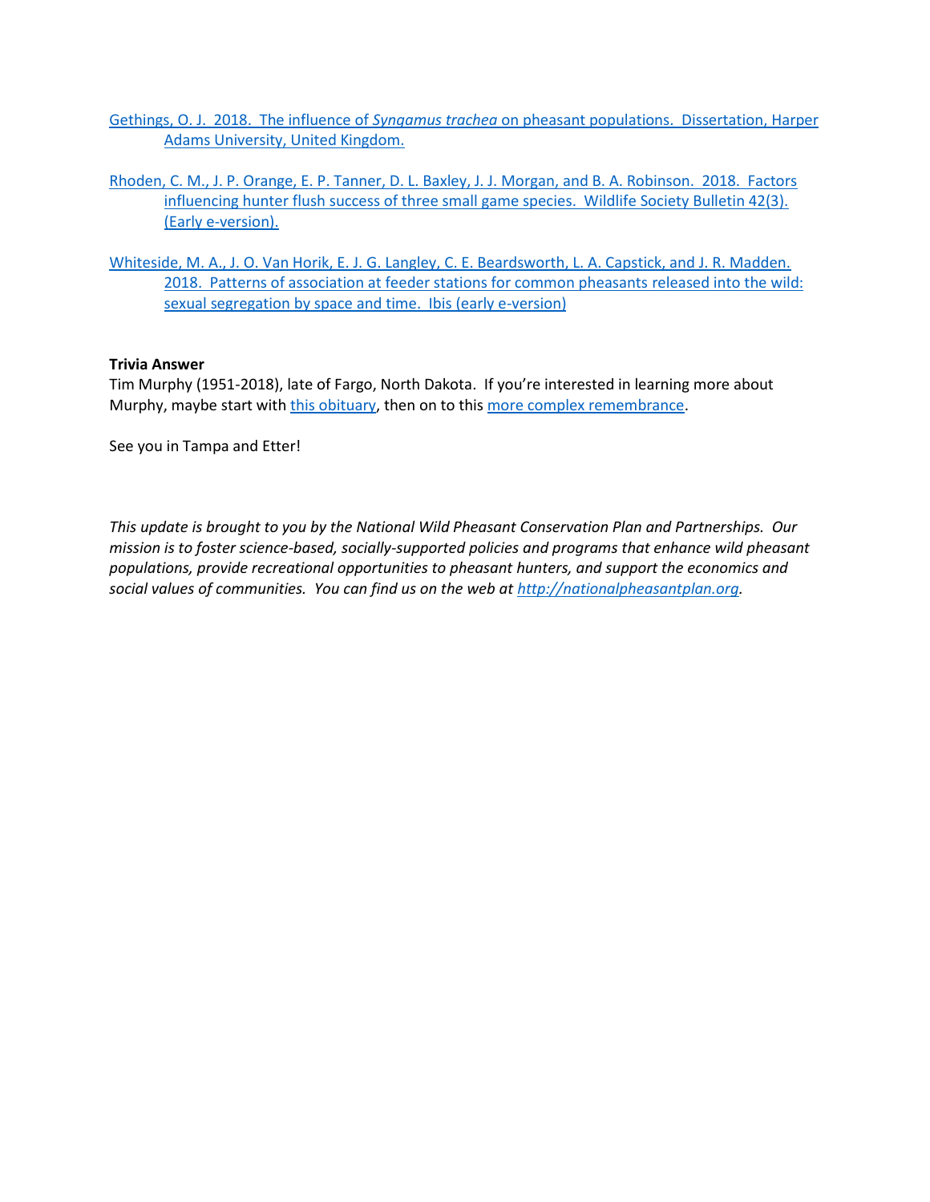Gethings, O. J. 2018. The influence of *Syngamus trachea* on pheasant populations. Dissertation, Harper Adams University, United Kingdom.

Rhoden, C. M., J. P. Orange, E. P. Tanner, D. L. Baxley, J. J. Morgan, and B. A. Robinson. 2018. Factors influencing hunter flush success of three small game species. Wildlife Society Bulletin 42(3). (Early e-version).

Whiteside, M. A., J. O. Van Horik, E. J. G. Langley, C. E. Beardsworth, L. A. Capstick, and J. R. Madden. 2018. Patterns of association at feeder stations for common pheasants released into the wild: sexual segregation by space and time. Ibis (early e-version)

**Trivia Answer**

Tim Murphy (1951-2018), late of Fargo, North Dakota. If you're interested in learning more about Murphy, maybe start with this obituary, then on to this more complex remembrance.

See you in Tampa and Etter!

*This update is brought to you by the National Wild Pheasant Conservation Plan and Partnerships. Our mission is to foster science-based, socially-supported policies and programs that enhance wild pheasant populations, provide recreational opportunities to pheasant hunters, and support the economics and social values of communities. You can find us on the web at http://nationalpheasantplan.org.*